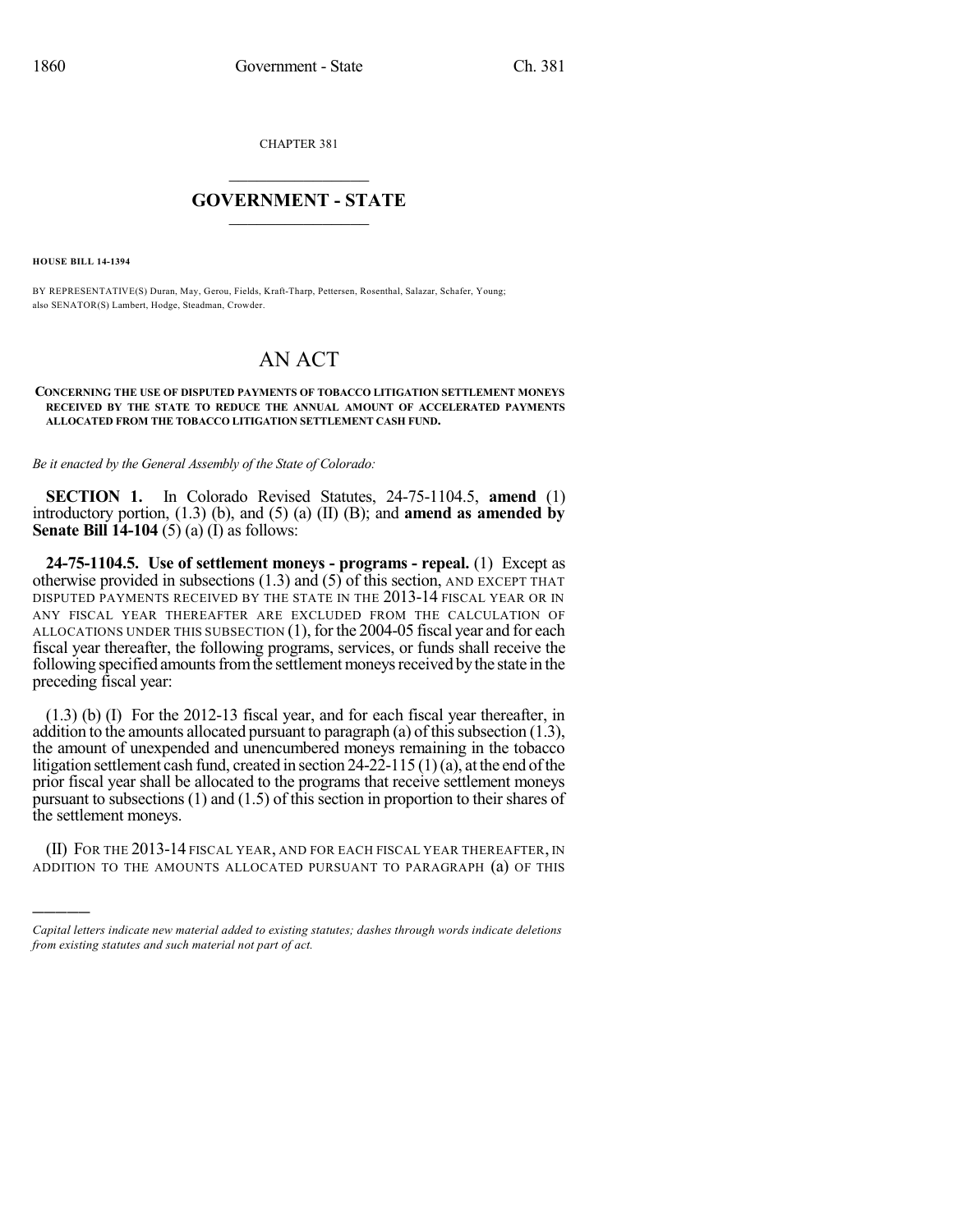CHAPTER 381

# GOVERNMENT - STATE

**HOUSE BILL 14-1394**

BY REPRESENTATIVE(S) Duran, May, Gerou, Fields, Kraft-Tharp, Pettersen, Rosenthal, Salazar, Schafer, Young; also SENATOR(S) Lambert, Hodge, Steadman, Crowder.

# AN ACT

**CONCERNING THE USE OF DISPUTED PAYMENTS OF TOBACCO LITIGATION SETTLEMENT MONEYS RECEIVED BY THE STATE TO REDUCE THE ANNUAL AMOUNT OF ACCELERATED PAYMENTS ALLOCATED FROM THE TOBACCO LITIGATION SETTLEMENT CASH FUND.**

*Be it enacted by the General Assembly of the State of Colorado:*

**SECTION 1.** In Colorado Revised Statutes, 24-75-1104.5, **amend** (1) introductory portion, (1.3) (b), and (5) (a) (II) (B); and **amend as amended by Senate Bill 14-104** (5) (a) (I) as follows:

**24-75-1104.5. Use of settlement moneys - programs - repeal.** (1) Except as otherwise provided in subsections (1.3) and (5) of this section, AND EXCEPT THAT DISPUTED PAYMENTS RECEIVED BY THE STATE IN THE 2013-14 FISCAL YEAR OR IN ANY FISCAL YEAR THEREAFTER ARE EXCLUDED FROM THE CALCULATION OF ALLOCATIONS UNDER THIS SUBSECTION (1), for the 2004-05 fiscal year and for each fiscal year thereafter, the following programs, services, or funds shall receive the following specified amounts from the settlement moneys received by the state in the preceding fiscal year:

(1.3) (b) (I) For the 2012-13 fiscal year, and for each fiscal year thereafter, in addition to the amounts allocated pursuant to paragraph (a) of this subsection (1.3), the amount of unexpended and unencumbered moneys remaining in the tobacco litigation settlement cash fund, created in section 24-22-115 (1) (a), at the end of the prior fiscal year shall be allocated to the programs that receive settlement moneys pursuant to subsections (1) and (1.5) of this section in proportion to their shares of the settlement moneys.

(II) FOR THE 2013-14 FISCAL YEAR, AND FOR EACH FISCAL YEAR THEREAFTER, IN ADDITION TO THE AMOUNTS ALLOCATED PURSUANT TO PARAGRAPH (a) OF THIS

*Capital letters indicate new material added to existing statutes; dashes through words indicate deletions from existing statutes and such material not part of act.*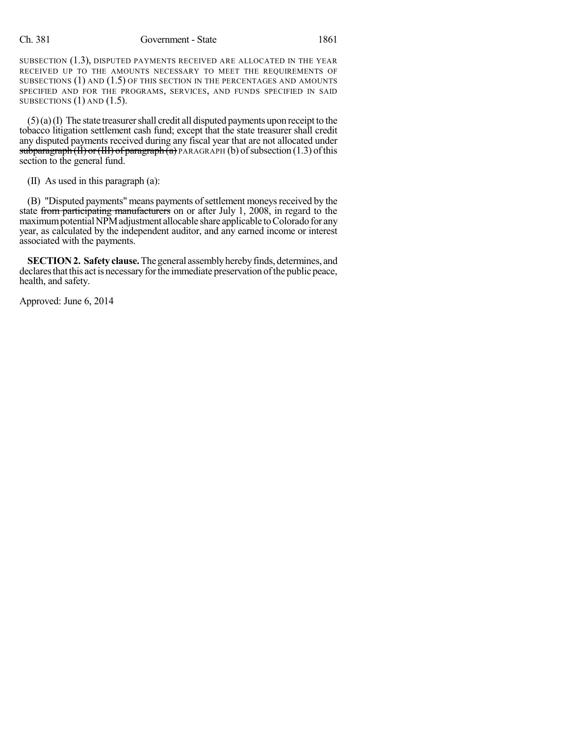SUBSECTION (1.3), DISPUTED PAYMENTS RECEIVED ARE ALLOCATED IN THE YEAR RECEIVED UP TO THE AMOUNTS NECESSARY TO MEET THE REQUIREMENTS OF SUBSECTIONS (1) AND (1.5) OF THIS SECTION IN THE PERCENTAGES AND AMOUNTS SPECIFIED AND FOR THE PROGRAMS, SERVICES, AND FUNDS SPECIFIED IN SAID SUBSECTIONS (1) AND (1.5).

(5) (a) (I) The state treasurer shall credit all disputed payments upon receipt to the tobacco litigation settlement cash fund; except that the state treasurer shall credit any disputed payments received during any fiscal year that are not allocated under ~~subparagraph (II) or (III) of paragraph (a)~~ PARAGRAPH (b) of subsection (1.3) of this section to the general fund.

(II) As used in this paragraph (a):

(B) "Disputed payments" means payments of settlement moneys received by the state ~~from participating manufacturers~~ on or after July 1, 2008, in regard to the maximum potential NPM adjustment allocable share applicable to Colorado for any year, as calculated by the independent auditor, and any earned income or interest associated with the payments.

**SECTION 2. Safety clause.** The general assembly hereby finds, determines, and declares that this act is necessary for the immediate preservation of the public peace, health, and safety.

Approved: June 6, 2014